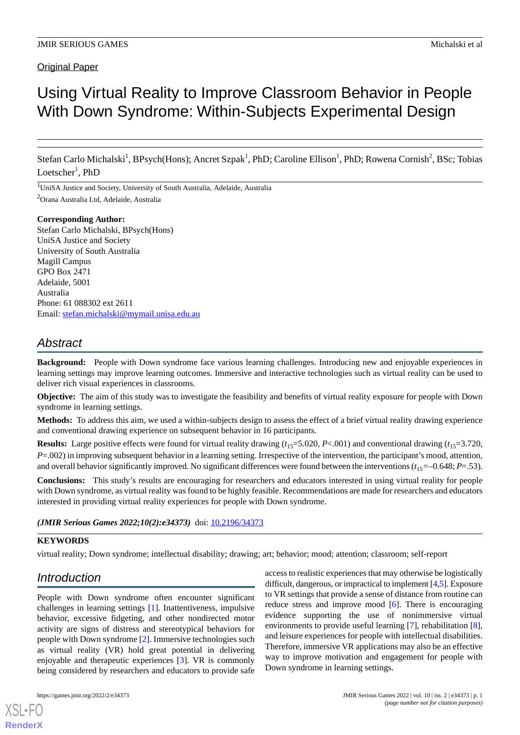Original Paper

# Using Virtual Reality to Improve Classroom Behavior in People With Down Syndrome: Within-Subjects Experimental Design

Stefan Carlo Michalski[1], BPsych(Hons); Ancret Szpak[1], PhD; Caroline Ellison[1], PhD; Rowena Cornish[2], BSc; Tobias Loetscher[1], PhD

[1]UniSA Justice and Society, University of South Australia, Adelaide, Australia

[2]Orana Australia Ltd, Adelaide, Australia

**Corresponding Author:**
Stefan Carlo Michalski, BPsych(Hons)
UniSA Justice and Society
University of South Australia
Magill Campus
GPO Box 2471
Adelaide, 5001
Australia
Phone: 61 088302 ext 2611
Email: stefan.michalski@mymail.unisa.edu.au

## Abstract

**Background:** People with Down syndrome face various learning challenges. Introducing new and enjoyable experiences in learning settings may improve learning outcomes. Immersive and interactive technologies such as virtual reality can be used to deliver rich visual experiences in classrooms.

**Objective:** The aim of this study was to investigate the feasibility and benefits of virtual reality exposure for people with Down syndrome in learning settings.

**Methods:** To address this aim, we used a within-subjects design to assess the effect of a brief virtual reality drawing experience and conventional drawing experience on subsequent behavior in 16 participants.

**Results:** Large positive effects were found for virtual reality drawing ($t_{15}$=5.020, $P$<.001) and conventional drawing ($t_{15}$=3.720, $P$=.002) in improving subsequent behavior in a learning setting. Irrespective of the intervention, the participant's mood, attention, and overall behavior significantly improved. No significant differences were found between the interventions ($t_{15}$=–0.648; $P$=.53).

**Conclusions:** This study's results are encouraging for researchers and educators interested in using virtual reality for people with Down syndrome, as virtual reality was found to be highly feasible. Recommendations are made for researchers and educators interested in providing virtual reality experiences for people with Down syndrome.

***(JMIR Serious Games 2022;10(2):e34373)*** doi: 10.2196/34373

**KEYWORDS**

virtual reality; Down syndrome; intellectual disability; drawing; art; behavior; mood; attention; classroom; self-report

## Introduction

People with Down syndrome often encounter significant challenges in learning settings [1]. Inattentiveness, impulsive behavior, excessive fidgeting, and other nondirected motor activity are signs of distress and stereotypical behaviors for people with Down syndrome [2]. Immersive technologies such as virtual reality (VR) hold great potential in delivering enjoyable and therapeutic experiences [3]. VR is commonly being considered by researchers and educators to provide safe access to realistic experiences that may otherwise be logistically difficult, dangerous, or impractical to implement [4,5]. Exposure to VR settings that provide a sense of distance from routine can reduce stress and improve mood [6]. There is encouraging evidence supporting the use of nonimmersive virtual environments to provide useful learning [7], rehabilitation [8], and leisure experiences for people with intellectual disabilities. Therefore, immersive VR applications may also be an effective way to improve motivation and engagement for people with Down syndrome in learning settings.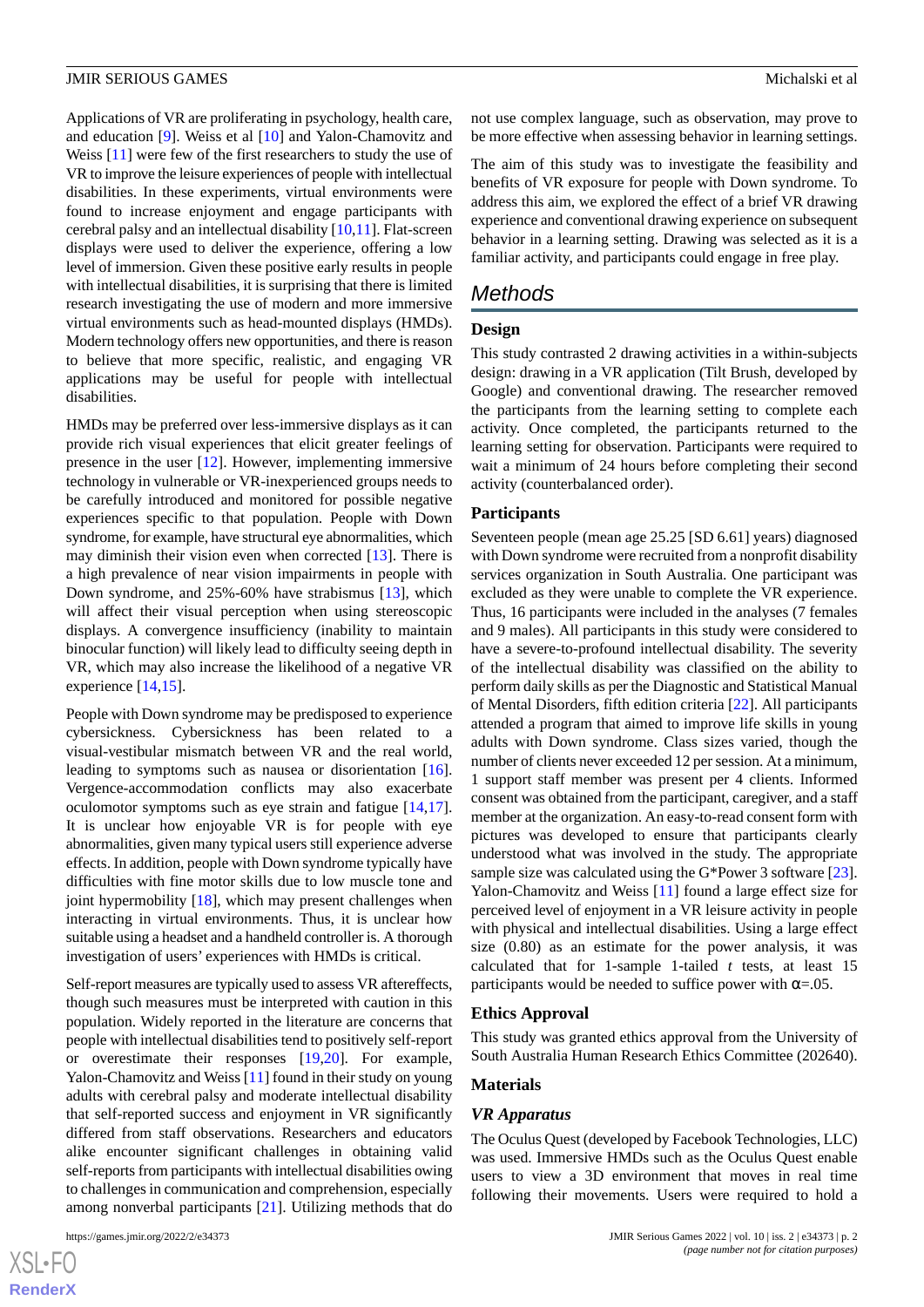Applications of VR are proliferating in psychology, health care, and education [9]. Weiss et al [10] and Yalon-Chamovitz and Weiss [11] were few of the first researchers to study the use of VR to improve the leisure experiences of people with intellectual disabilities. In these experiments, virtual environments were found to increase enjoyment and engage participants with cerebral palsy and an intellectual disability [10,11]. Flat-screen displays were used to deliver the experience, offering a low level of immersion. Given these positive early results in people with intellectual disabilities, it is surprising that there is limited research investigating the use of modern and more immersive virtual environments such as head-mounted displays (HMDs). Modern technology offers new opportunities, and there is reason to believe that more specific, realistic, and engaging VR applications may be useful for people with intellectual disabilities.

HMDs may be preferred over less-immersive displays as it can provide rich visual experiences that elicit greater feelings of presence in the user [12]. However, implementing immersive technology in vulnerable or VR-inexperienced groups needs to be carefully introduced and monitored for possible negative experiences specific to that population. People with Down syndrome, for example, have structural eye abnormalities, which may diminish their vision even when corrected [13]. There is a high prevalence of near vision impairments in people with Down syndrome, and 25%-60% have strabismus [13], which will affect their visual perception when using stereoscopic displays. A convergence insufficiency (inability to maintain binocular function) will likely lead to difficulty seeing depth in VR, which may also increase the likelihood of a negative VR experience [14,15].

People with Down syndrome may be predisposed to experience cybersickness. Cybersickness has been related to a visual-vestibular mismatch between VR and the real world, leading to symptoms such as nausea or disorientation [16]. Vergence-accommodation conflicts may also exacerbate oculomotor symptoms such as eye strain and fatigue [14,17]. It is unclear how enjoyable VR is for people with eye abnormalities, given many typical users still experience adverse effects. In addition, people with Down syndrome typically have difficulties with fine motor skills due to low muscle tone and joint hypermobility [18], which may present challenges when interacting in virtual environments. Thus, it is unclear how suitable using a headset and a handheld controller is. A thorough investigation of users' experiences with HMDs is critical.

Self-report measures are typically used to assess VR aftereffects, though such measures must be interpreted with caution in this population. Widely reported in the literature are concerns that people with intellectual disabilities tend to positively self-report or overestimate their responses [19,20]. For example, Yalon-Chamovitz and Weiss [11] found in their study on young adults with cerebral palsy and moderate intellectual disability that self-reported success and enjoyment in VR significantly differed from staff observations. Researchers and educators alike encounter significant challenges in obtaining valid self-reports from participants with intellectual disabilities owing to challenges in communication and comprehension, especially among nonverbal participants [21]. Utilizing methods that do not use complex language, such as observation, may prove to be more effective when assessing behavior in learning settings.

The aim of this study was to investigate the feasibility and benefits of VR exposure for people with Down syndrome. To address this aim, we explored the effect of a brief VR drawing experience and conventional drawing experience on subsequent behavior in a learning setting. Drawing was selected as it is a familiar activity, and participants could engage in free play.

## Methods

### Design

This study contrasted 2 drawing activities in a within-subjects design: drawing in a VR application (Tilt Brush, developed by Google) and conventional drawing. The researcher removed the participants from the learning setting to complete each activity. Once completed, the participants returned to the learning setting for observation. Participants were required to wait a minimum of 24 hours before completing their second activity (counterbalanced order).

### Participants

Seventeen people (mean age 25.25 [SD 6.61] years) diagnosed with Down syndrome were recruited from a nonprofit disability services organization in South Australia. One participant was excluded as they were unable to complete the VR experience. Thus, 16 participants were included in the analyses (7 females and 9 males). All participants in this study were considered to have a severe-to-profound intellectual disability. The severity of the intellectual disability was classified on the ability to perform daily skills as per the Diagnostic and Statistical Manual of Mental Disorders, fifth edition criteria [22]. All participants attended a program that aimed to improve life skills in young adults with Down syndrome. Class sizes varied, though the number of clients never exceeded 12 per session. At a minimum, 1 support staff member was present per 4 clients. Informed consent was obtained from the participant, caregiver, and a staff member at the organization. An easy-to-read consent form with pictures was developed to ensure that participants clearly understood what was involved in the study. The appropriate sample size was calculated using the G*Power 3 software [23]. Yalon-Chamovitz and Weiss [11] found a large effect size for perceived level of enjoyment in a VR leisure activity in people with physical and intellectual disabilities. Using a large effect size (0.80) as an estimate for the power analysis, it was calculated that for 1-sample 1-tailed $t$ tests, at least 15 participants would be needed to suffice power with $\alpha$=.05.

### Ethics Approval

This study was granted ethics approval from the University of South Australia Human Research Ethics Committee (202640).

### Materials

#### *VR Apparatus*

The Oculus Quest (developed by Facebook Technologies, LLC) was used. Immersive HMDs such as the Oculus Quest enable users to view a 3D environment that moves in real time following their movements. Users were required to hold a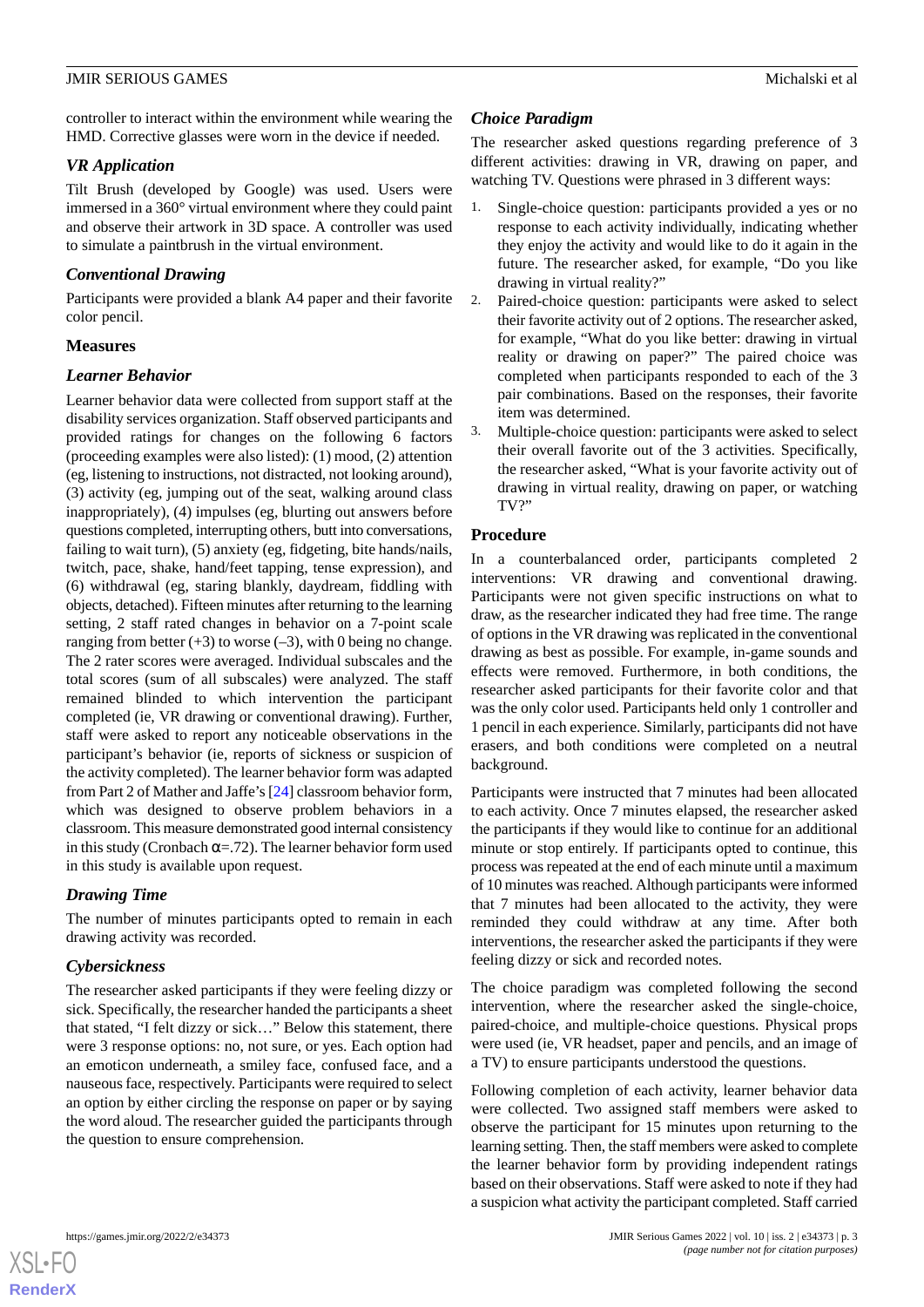controller to interact within the environment while wearing the HMD. Corrective glasses were worn in the device if needed.

### *VR Application*

Tilt Brush (developed by Google) was used. Users were immersed in a 360° virtual environment where they could paint and observe their artwork in 3D space. A controller was used to simulate a paintbrush in the virtual environment.

### *Conventional Drawing*

Participants were provided a blank A4 paper and their favorite color pencil.

## Measures

### *Learner Behavior*

Learner behavior data were collected from support staff at the disability services organization. Staff observed participants and provided ratings for changes on the following 6 factors (proceeding examples were also listed): (1) mood, (2) attention (eg, listening to instructions, not distracted, not looking around), (3) activity (eg, jumping out of the seat, walking around class inappropriately), (4) impulses (eg, blurting out answers before questions completed, interrupting others, butt into conversations, failing to wait turn), (5) anxiety (eg, fidgeting, bite hands/nails, twitch, pace, shake, hand/feet tapping, tense expression), and (6) withdrawal (eg, staring blankly, daydream, fiddling with objects, detached). Fifteen minutes after returning to the learning setting, 2 staff rated changes in behavior on a 7-point scale ranging from better (+3) to worse (–3), with 0 being no change. The 2 rater scores were averaged. Individual subscales and the total scores (sum of all subscales) were analyzed. The staff remained blinded to which intervention the participant completed (ie, VR drawing or conventional drawing). Further, staff were asked to report any noticeable observations in the participant's behavior (ie, reports of sickness or suspicion of the activity completed). The learner behavior form was adapted from Part 2 of Mather and Jaffe's [24] classroom behavior form, which was designed to observe problem behaviors in a classroom. This measure demonstrated good internal consistency in this study (Cronbach $\alpha$=.72). The learner behavior form used in this study is available upon request.

### *Drawing Time*

The number of minutes participants opted to remain in each drawing activity was recorded.

### *Cybersickness*

The researcher asked participants if they were feeling dizzy or sick. Specifically, the researcher handed the participants a sheet that stated, "I felt dizzy or sick…" Below this statement, there were 3 response options: no, not sure, or yes. Each option had an emoticon underneath, a smiley face, confused face, and a nauseous face, respectively. Participants were required to select an option by either circling the response on paper or by saying the word aloud. The researcher guided the participants through the question to ensure comprehension.

### *Choice Paradigm*

The researcher asked questions regarding preference of 3 different activities: drawing in VR, drawing on paper, and watching TV. Questions were phrased in 3 different ways:

1. Single-choice question: participants provided a yes or no response to each activity individually, indicating whether they enjoy the activity and would like to do it again in the future. The researcher asked, for example, "Do you like drawing in virtual reality?"
2. Paired-choice question: participants were asked to select their favorite activity out of 2 options. The researcher asked, for example, "What do you like better: drawing in virtual reality or drawing on paper?" The paired choice was completed when participants responded to each of the 3 pair combinations. Based on the responses, their favorite item was determined.
3. Multiple-choice question: participants were asked to select their overall favorite out of the 3 activities. Specifically, the researcher asked, "What is your favorite activity out of drawing in virtual reality, drawing on paper, or watching TV?"

## Procedure

In a counterbalanced order, participants completed 2 interventions: VR drawing and conventional drawing. Participants were not given specific instructions on what to draw, as the researcher indicated they had free time. The range of options in the VR drawing was replicated in the conventional drawing as best as possible. For example, in-game sounds and effects were removed. Furthermore, in both conditions, the researcher asked participants for their favorite color and that was the only color used. Participants held only 1 controller and 1 pencil in each experience. Similarly, participants did not have erasers, and both conditions were completed on a neutral background.

Participants were instructed that 7 minutes had been allocated to each activity. Once 7 minutes elapsed, the researcher asked the participants if they would like to continue for an additional minute or stop entirely. If participants opted to continue, this process was repeated at the end of each minute until a maximum of 10 minutes was reached. Although participants were informed that 7 minutes had been allocated to the activity, they were reminded they could withdraw at any time. After both interventions, the researcher asked the participants if they were feeling dizzy or sick and recorded notes.

The choice paradigm was completed following the second intervention, where the researcher asked the single-choice, paired-choice, and multiple-choice questions. Physical props were used (ie, VR headset, paper and pencils, and an image of a TV) to ensure participants understood the questions.

Following completion of each activity, learner behavior data were collected. Two assigned staff members were asked to observe the participant for 15 minutes upon returning to the learning setting. Then, the staff members were asked to complete the learner behavior form by providing independent ratings based on their observations. Staff were asked to note if they had a suspicion what activity the participant completed. Staff carried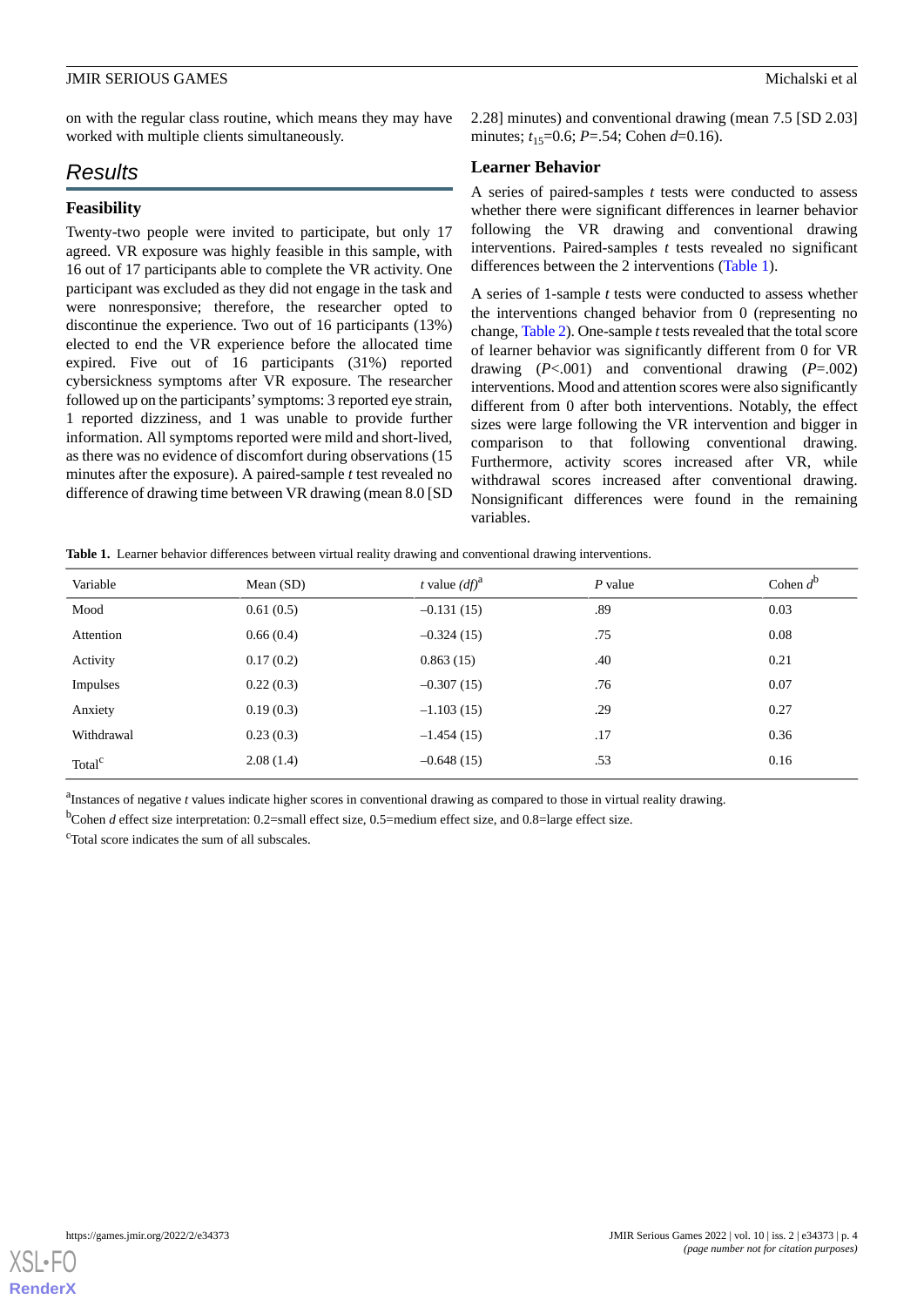on with the regular class routine, which means they may have worked with multiple clients simultaneously.

## Results

### Feasibility

Twenty-two people were invited to participate, but only 17 agreed. VR exposure was highly feasible in this sample, with 16 out of 17 participants able to complete the VR activity. One participant was excluded as they did not engage in the task and were nonresponsive; therefore, the researcher opted to discontinue the experience. Two out of 16 participants (13%) elected to end the VR experience before the allocated time expired. Five out of 16 participants (31%) reported cybersickness symptoms after VR exposure. The researcher followed up on the participants' symptoms: 3 reported eye strain, 1 reported dizziness, and 1 was unable to provide further information. All symptoms reported were mild and short-lived, as there was no evidence of discomfort during observations (15 minutes after the exposure). A paired-sample *t* test revealed no difference of drawing time between VR drawing (mean 8.0 [SD 2.28] minutes) and conventional drawing (mean 7.5 [SD 2.03] minutes; $t_{15}$=0.6; *P*=.54; Cohen *d*=0.16).

### Learner Behavior

A series of paired-samples *t* tests were conducted to assess whether there were significant differences in learner behavior following the VR drawing and conventional drawing interventions. Paired-samples *t* tests revealed no significant differences between the 2 interventions (Table 1).

A series of 1-sample *t* tests were conducted to assess whether the interventions changed behavior from 0 (representing no change, Table 2). One-sample *t* tests revealed that the total score of learner behavior was significantly different from 0 for VR drawing (*P*<.001) and conventional drawing (*P*=.002) interventions. Mood and attention scores were also significantly different from 0 after both interventions. Notably, the effect sizes were large following the VR intervention and bigger in comparison to that following conventional drawing. Furthermore, activity scores increased after VR, while withdrawal scores increased after conventional drawing. Nonsignificant differences were found in the remaining variables.

**Table 1.** Learner behavior differences between virtual reality drawing and conventional drawing interventions.

| Variable | Mean (SD) | *t* value (*df*)[a] | *P* value | Cohen *d*[b] |
|---|---|---|---|---|
| Mood | 0.61 (0.5) | –0.131 (15) | .89 | 0.03 |
| Attention | 0.66 (0.4) | –0.324 (15) | .75 | 0.08 |
| Activity | 0.17 (0.2) | 0.863 (15) | .40 | 0.21 |
| Impulses | 0.22 (0.3) | –0.307 (15) | .76 | 0.07 |
| Anxiety | 0.19 (0.3) | –1.103 (15) | .29 | 0.27 |
| Withdrawal | 0.23 (0.3) | –1.454 (15) | .17 | 0.36 |
| Total[c] | 2.08 (1.4) | –0.648 (15) | .53 | 0.16 |

[a]Instances of negative *t* values indicate higher scores in conventional drawing as compared to those in virtual reality drawing.

[b]Cohen *d* effect size interpretation: 0.2=small effect size, 0.5=medium effect size, and 0.8=large effect size.

[c]Total score indicates the sum of all subscales.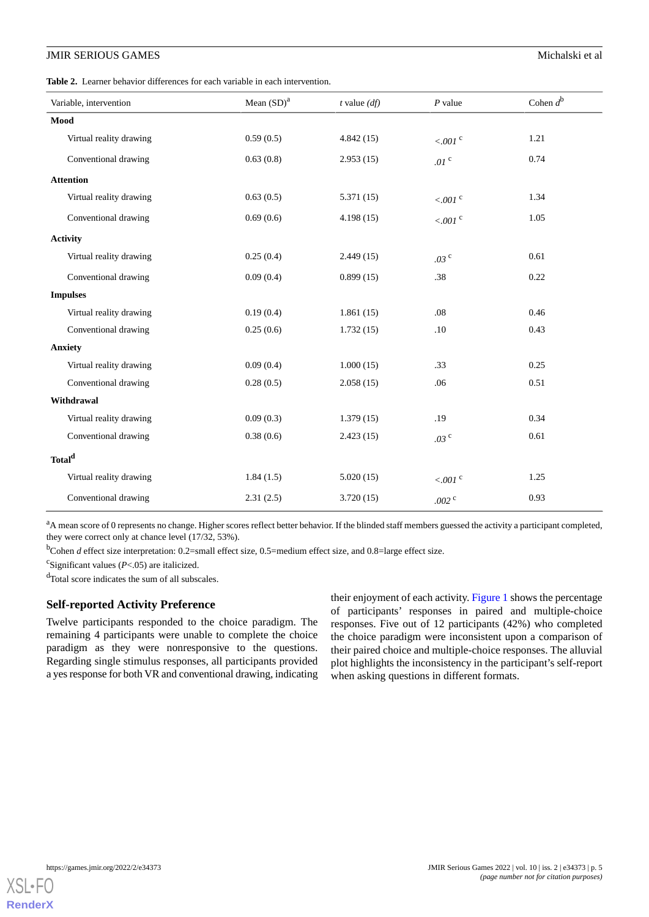**Table 2.** Learner behavior differences for each variable in each intervention.

| Variable, intervention | Mean (SD)[a] | *t* value (*df*) | *P* value | Cohen *d*[b] |
|---|---|---|---|---|
| **Mood** | | | | |
| Virtual reality drawing | 0.59 (0.5) | 4.842 (15) | *<.001* [c] | 1.21 |
| Conventional drawing | 0.63 (0.8) | 2.953 (15) | *.01* [c] | 0.74 |
| **Attention** | | | | |
| Virtual reality drawing | 0.63 (0.5) | 5.371 (15) | *<.001* [c] | 1.34 |
| Conventional drawing | 0.69 (0.6) | 4.198 (15) | *<.001* [c] | 1.05 |
| **Activity** | | | | |
| Virtual reality drawing | 0.25 (0.4) | 2.449 (15) | *.03* [c] | 0.61 |
| Conventional drawing | 0.09 (0.4) | 0.899 (15) | .38 | 0.22 |
| **Impulses** | | | | |
| Virtual reality drawing | 0.19 (0.4) | 1.861 (15) | .08 | 0.46 |
| Conventional drawing | 0.25 (0.6) | 1.732 (15) | .10 | 0.43 |
| **Anxiety** | | | | |
| Virtual reality drawing | 0.09 (0.4) | 1.000 (15) | .33 | 0.25 |
| Conventional drawing | 0.28 (0.5) | 2.058 (15) | .06 | 0.51 |
| **Withdrawal** | | | | |
| Virtual reality drawing | 0.09 (0.3) | 1.379 (15) | .19 | 0.34 |
| Conventional drawing | 0.38 (0.6) | 2.423 (15) | *.03* [c] | 0.61 |
| **Total**[d] | | | | |
| Virtual reality drawing | 1.84 (1.5) | 5.020 (15) | *<.001* [c] | 1.25 |
| Conventional drawing | 2.31 (2.5) | 3.720 (15) | *.002* [c] | 0.93 |

[a]A mean score of 0 represents no change. Higher scores reflect better behavior. If the blinded staff members guessed the activity a participant completed, they were correct only at chance level (17/32, 53%).

[b]Cohen *d* effect size interpretation: 0.2=small effect size, 0.5=medium effect size, and 0.8=large effect size.

[c]Significant values ($P<.05$) are italicized.

[d]Total score indicates the sum of all subscales.

### Self-reported Activity Preference

Twelve participants responded to the choice paradigm. The remaining 4 participants were unable to complete the choice paradigm as they were nonresponsive to the questions. Regarding single stimulus responses, all participants provided a yes response for both VR and conventional drawing, indicating their enjoyment of each activity. Figure 1 shows the percentage of participants' responses in paired and multiple-choice responses. Five out of 12 participants (42%) who completed the choice paradigm were inconsistent upon a comparison of their paired choice and multiple-choice responses. The alluvial plot highlights the inconsistency in the participant's self-report when asking questions in different formats.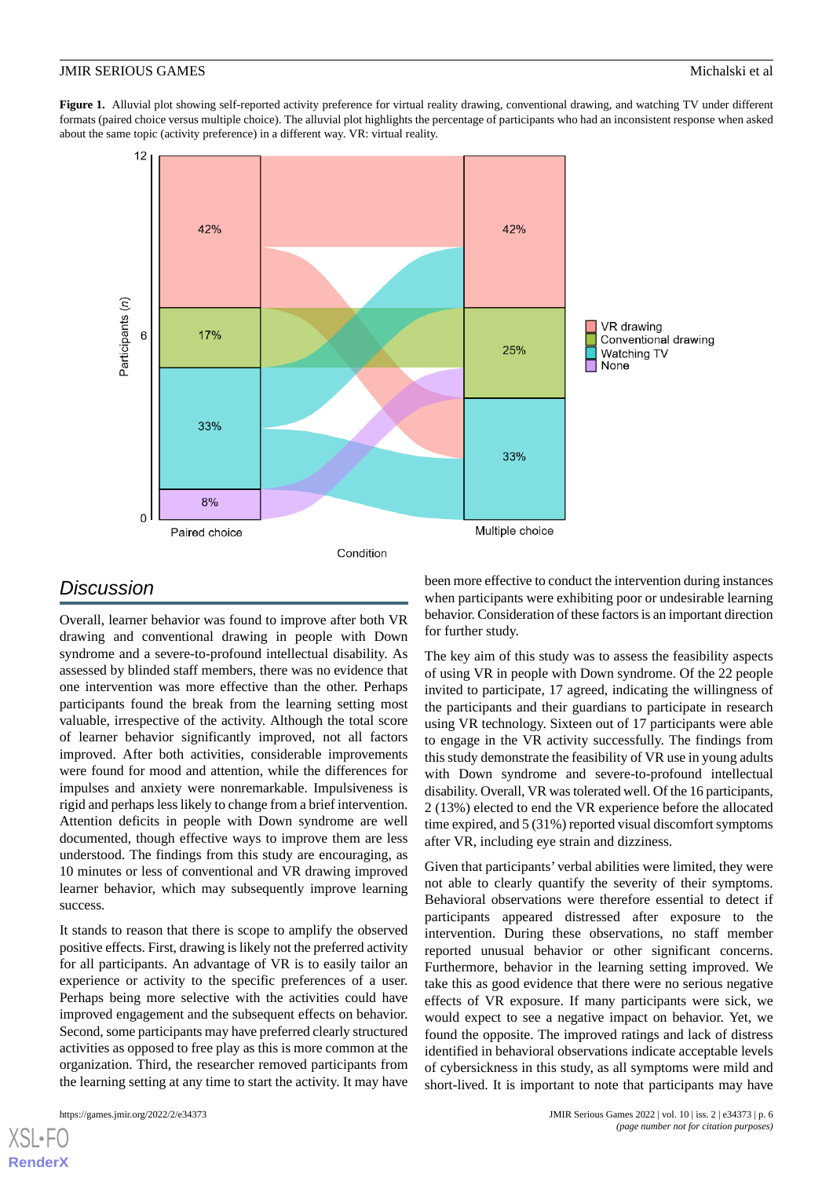**Figure 1.** Alluvial plot showing self-reported activity preference for virtual reality drawing, conventional drawing, and watching TV under different formats (paired choice versus multiple choice). The alluvial plot highlights the percentage of participants who had an inconsistent response when asked about the same topic (activity preference) in a different way. VR: virtual reality.

## Discussion

Overall, learner behavior was found to improve after both VR drawing and conventional drawing in people with Down syndrome and a severe-to-profound intellectual disability. As assessed by blinded staff members, there was no evidence that one intervention was more effective than the other. Perhaps participants found the break from the learning setting most valuable, irrespective of the activity. Although the total score of learner behavior significantly improved, not all factors improved. After both activities, considerable improvements were found for mood and attention, while the differences for impulses and anxiety were nonremarkable. Impulsiveness is rigid and perhaps less likely to change from a brief intervention. Attention deficits in people with Down syndrome are well documented, though effective ways to improve them are less understood. The findings from this study are encouraging, as 10 minutes or less of conventional and VR drawing improved learner behavior, which may subsequently improve learning success.

It stands to reason that there is scope to amplify the observed positive effects. First, drawing is likely not the preferred activity for all participants. An advantage of VR is to easily tailor an experience or activity to the specific preferences of a user. Perhaps being more selective with the activities could have improved engagement and the subsequent effects on behavior. Second, some participants may have preferred clearly structured activities as opposed to free play as this is more common at the organization. Third, the researcher removed participants from the learning setting at any time to start the activity. It may have been more effective to conduct the intervention during instances when participants were exhibiting poor or undesirable learning behavior. Consideration of these factors is an important direction for further study.

The key aim of this study was to assess the feasibility aspects of using VR in people with Down syndrome. Of the 22 people invited to participate, 17 agreed, indicating the willingness of the participants and their guardians to participate in research using VR technology. Sixteen out of 17 participants were able to engage in the VR activity successfully. The findings from this study demonstrate the feasibility of VR use in young adults with Down syndrome and severe-to-profound intellectual disability. Overall, VR was tolerated well. Of the 16 participants, 2 (13%) elected to end the VR experience before the allocated time expired, and 5 (31%) reported visual discomfort symptoms after VR, including eye strain and dizziness.

Given that participants' verbal abilities were limited, they were not able to clearly quantify the severity of their symptoms. Behavioral observations were therefore essential to detect if participants appeared distressed after exposure to the intervention. During these observations, no staff member reported unusual behavior or other significant concerns. Furthermore, behavior in the learning setting improved. We take this as good evidence that there were no serious negative effects of VR exposure. If many participants were sick, we would expect to see a negative impact on behavior. Yet, we found the opposite. The improved ratings and lack of distress identified in behavioral observations indicate acceptable levels of cybersickness in this study, as all symptoms were mild and short-lived. It is important to note that participants may have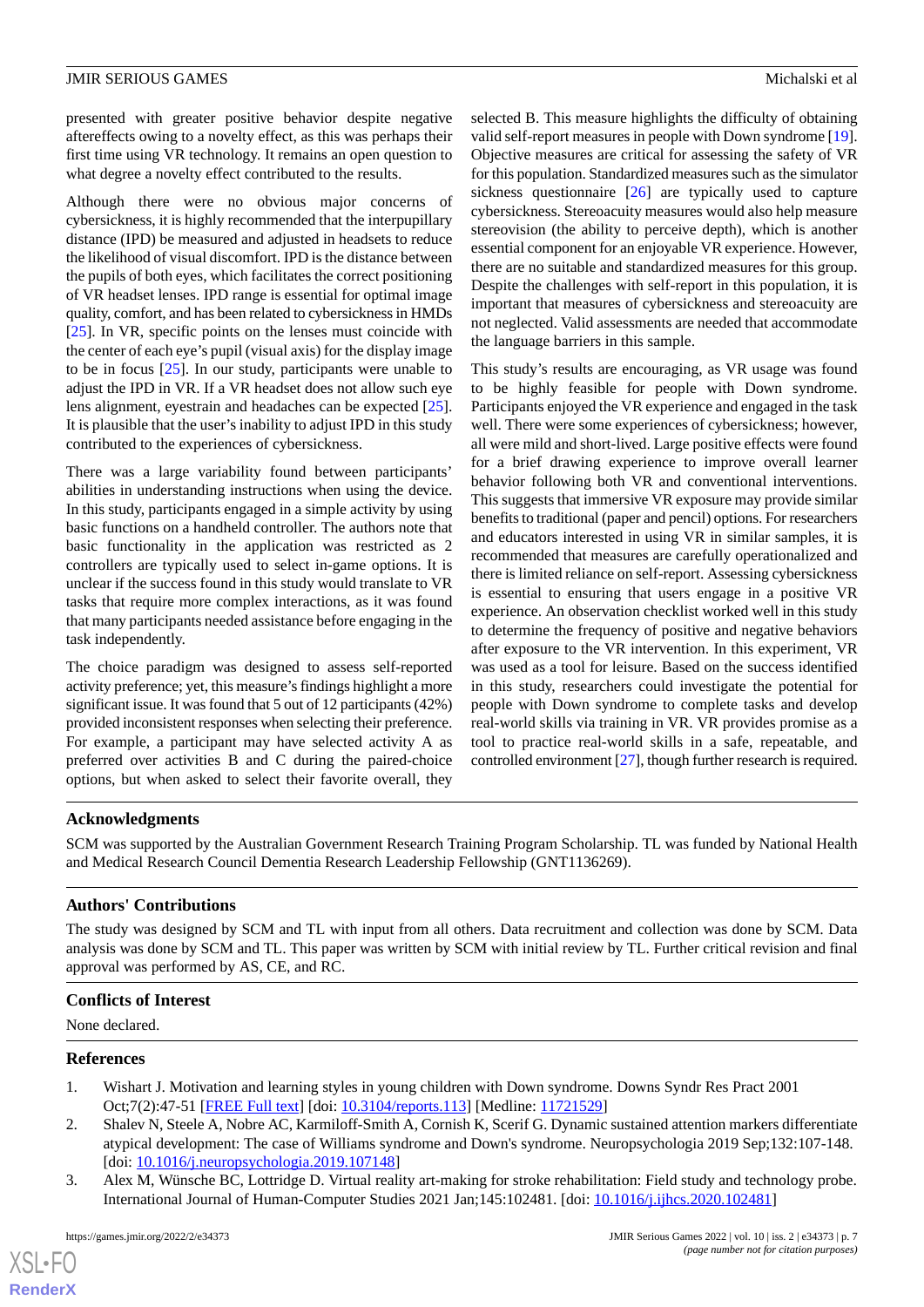presented with greater positive behavior despite negative aftereffects owing to a novelty effect, as this was perhaps their first time using VR technology. It remains an open question to what degree a novelty effect contributed to the results.

Although there were no obvious major concerns of cybersickness, it is highly recommended that the interpupillary distance (IPD) be measured and adjusted in headsets to reduce the likelihood of visual discomfort. IPD is the distance between the pupils of both eyes, which facilitates the correct positioning of VR headset lenses. IPD range is essential for optimal image quality, comfort, and has been related to cybersickness in HMDs [25]. In VR, specific points on the lenses must coincide with the center of each eye's pupil (visual axis) for the display image to be in focus [25]. In our study, participants were unable to adjust the IPD in VR. If a VR headset does not allow such eye lens alignment, eyestrain and headaches can be expected [25]. It is plausible that the user's inability to adjust IPD in this study contributed to the experiences of cybersickness.

There was a large variability found between participants' abilities in understanding instructions when using the device. In this study, participants engaged in a simple activity by using basic functions on a handheld controller. The authors note that basic functionality in the application was restricted as 2 controllers are typically used to select in-game options. It is unclear if the success found in this study would translate to VR tasks that require more complex interactions, as it was found that many participants needed assistance before engaging in the task independently.

The choice paradigm was designed to assess self-reported activity preference; yet, this measure's findings highlight a more significant issue. It was found that 5 out of 12 participants (42%) provided inconsistent responses when selecting their preference. For example, a participant may have selected activity A as preferred over activities B and C during the paired-choice options, but when asked to select their favorite overall, they selected B. This measure highlights the difficulty of obtaining valid self-report measures in people with Down syndrome [19]. Objective measures are critical for assessing the safety of VR for this population. Standardized measures such as the simulator sickness questionnaire [26] are typically used to capture cybersickness. Stereoacuity measures would also help measure stereovision (the ability to perceive depth), which is another essential component for an enjoyable VR experience. However, there are no suitable and standardized measures for this group. Despite the challenges with self-report in this population, it is important that measures of cybersickness and stereoacuity are not neglected. Valid assessments are needed that accommodate the language barriers in this sample.

This study's results are encouraging, as VR usage was found to be highly feasible for people with Down syndrome. Participants enjoyed the VR experience and engaged in the task well. There were some experiences of cybersickness; however, all were mild and short-lived. Large positive effects were found for a brief drawing experience to improve overall learner behavior following both VR and conventional interventions. This suggests that immersive VR exposure may provide similar benefits to traditional (paper and pencil) options. For researchers and educators interested in using VR in similar samples, it is recommended that measures are carefully operationalized and there is limited reliance on self-report. Assessing cybersickness is essential to ensuring that users engage in a positive VR experience. An observation checklist worked well in this study to determine the frequency of positive and negative behaviors after exposure to the VR intervention. In this experiment, VR was used as a tool for leisure. Based on the success identified in this study, researchers could investigate the potential for people with Down syndrome to complete tasks and develop real-world skills via training in VR. VR provides promise as a tool to practice real-world skills in a safe, repeatable, and controlled environment [27], though further research is required.

## Acknowledgments

SCM was supported by the Australian Government Research Training Program Scholarship. TL was funded by National Health and Medical Research Council Dementia Research Leadership Fellowship (GNT1136269).

## Authors' Contributions

The study was designed by SCM and TL with input from all others. Data recruitment and collection was done by SCM. Data analysis was done by SCM and TL. This paper was written by SCM with initial review by TL. Further critical revision and final approval was performed by AS, CE, and RC.

## Conflicts of Interest

None declared.

## References

1. Wishart J. Motivation and learning styles in young children with Down syndrome. Downs Syndr Res Pract 2001 Oct;7(2):47-51 [FREE Full text] [doi: 10.3104/reports.113] [Medline: 11721529]
2. Shalev N, Steele A, Nobre AC, Karmiloff-Smith A, Cornish K, Scerif G. Dynamic sustained attention markers differentiate atypical development: The case of Williams syndrome and Down's syndrome. Neuropsychologia 2019 Sep;132:107-148. [doi: 10.1016/j.neuropsychologia.2019.107148]
3. Alex M, Wünsche BC, Lottridge D. Virtual reality art-making for stroke rehabilitation: Field study and technology probe. International Journal of Human-Computer Studies 2021 Jan;145:102481. [doi: 10.1016/j.ijhcs.2020.102481]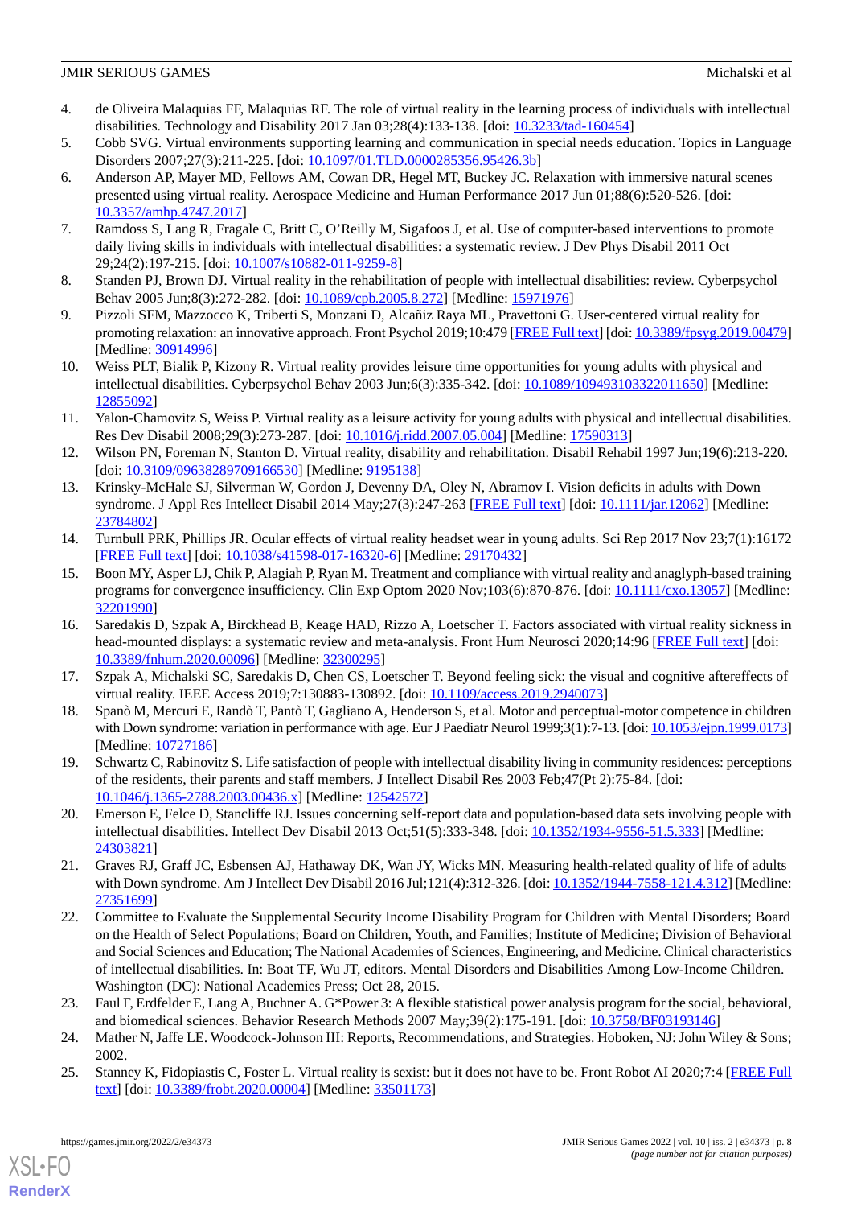4. de Oliveira Malaquias FF, Malaquias RF. The role of virtual reality in the learning process of individuals with intellectual disabilities. Technology and Disability 2017 Jan 03;28(4):133-138. [doi: 10.3233/tad-160454]
5. Cobb SVG. Virtual environments supporting learning and communication in special needs education. Topics in Language Disorders 2007;27(3):211-225. [doi: 10.1097/01.TLD.0000285356.95426.3b]
6. Anderson AP, Mayer MD, Fellows AM, Cowan DR, Hegel MT, Buckey JC. Relaxation with immersive natural scenes presented using virtual reality. Aerospace Medicine and Human Performance 2017 Jun 01;88(6):520-526. [doi: 10.3357/amhp.4747.2017]
7. Ramdoss S, Lang R, Fragale C, Britt C, O'Reilly M, Sigafoos J, et al. Use of computer-based interventions to promote daily living skills in individuals with intellectual disabilities: a systematic review. J Dev Phys Disabil 2011 Oct 29;24(2):197-215. [doi: 10.1007/s10882-011-9259-8]
8. Standen PJ, Brown DJ. Virtual reality in the rehabilitation of people with intellectual disabilities: review. Cyberpsychol Behav 2005 Jun;8(3):272-282. [doi: 10.1089/cpb.2005.8.272] [Medline: 15971976]
9. Pizzoli SFM, Mazzocco K, Triberti S, Monzani D, Alcañiz Raya ML, Pravettoni G. User-centered virtual reality for promoting relaxation: an innovative approach. Front Psychol 2019;10:479 [FREE Full text] [doi: 10.3389/fpsyg.2019.00479] [Medline: 30914996]
10. Weiss PLT, Bialik P, Kizony R. Virtual reality provides leisure time opportunities for young adults with physical and intellectual disabilities. Cyberpsychol Behav 2003 Jun;6(3):335-342. [doi: 10.1089/109493103322011650] [Medline: 12855092]
11. Yalon-Chamovitz S, Weiss P. Virtual reality as a leisure activity for young adults with physical and intellectual disabilities. Res Dev Disabil 2008;29(3):273-287. [doi: 10.1016/j.ridd.2007.05.004] [Medline: 17590313]
12. Wilson PN, Foreman N, Stanton D. Virtual reality, disability and rehabilitation. Disabil Rehabil 1997 Jun;19(6):213-220. [doi: 10.3109/09638289709166530] [Medline: 9195138]
13. Krinsky-McHale SJ, Silverman W, Gordon J, Devenny DA, Oley N, Abramov I. Vision deficits in adults with Down syndrome. J Appl Res Intellect Disabil 2014 May;27(3):247-263 [FREE Full text] [doi: 10.1111/jar.12062] [Medline: 23784802]
14. Turnbull PRK, Phillips JR. Ocular effects of virtual reality headset wear in young adults. Sci Rep 2017 Nov 23;7(1):16172 [FREE Full text] [doi: 10.1038/s41598-017-16320-6] [Medline: 29170432]
15. Boon MY, Asper LJ, Chik P, Alagiah P, Ryan M. Treatment and compliance with virtual reality and anaglyph-based training programs for convergence insufficiency. Clin Exp Optom 2020 Nov;103(6):870-876. [doi: 10.1111/cxo.13057] [Medline: 32201990]
16. Saredakis D, Szpak A, Birckhead B, Keage HAD, Rizzo A, Loetscher T. Factors associated with virtual reality sickness in head-mounted displays: a systematic review and meta-analysis. Front Hum Neurosci 2020;14:96 [FREE Full text] [doi: 10.3389/fnhum.2020.00096] [Medline: 32300295]
17. Szpak A, Michalski SC, Saredakis D, Chen CS, Loetscher T. Beyond feeling sick: the visual and cognitive aftereffects of virtual reality. IEEE Access 2019;7:130883-130892. [doi: 10.1109/access.2019.2940073]
18. Spanò M, Mercuri E, Randò T, Pantò T, Gagliano A, Henderson S, et al. Motor and perceptual-motor competence in children with Down syndrome: variation in performance with age. Eur J Paediatr Neurol 1999;3(1):7-13. [doi: 10.1053/ejpn.1999.0173] [Medline: 10727186]
19. Schwartz C, Rabinovitz S. Life satisfaction of people with intellectual disability living in community residences: perceptions of the residents, their parents and staff members. J Intellect Disabil Res 2003 Feb;47(Pt 2):75-84. [doi: 10.1046/j.1365-2788.2003.00436.x] [Medline: 12542572]
20. Emerson E, Felce D, Stancliffe RJ. Issues concerning self-report data and population-based data sets involving people with intellectual disabilities. Intellect Dev Disabil 2013 Oct;51(5):333-348. [doi: 10.1352/1934-9556-51.5.333] [Medline: 24303821]
21. Graves RJ, Graff JC, Esbensen AJ, Hathaway DK, Wan JY, Wicks MN. Measuring health-related quality of life of adults with Down syndrome. Am J Intellect Dev Disabil 2016 Jul;121(4):312-326. [doi: 10.1352/1944-7558-121.4.312] [Medline: 27351699]
22. Committee to Evaluate the Supplemental Security Income Disability Program for Children with Mental Disorders; Board on the Health of Select Populations; Board on Children, Youth, and Families; Institute of Medicine; Division of Behavioral and Social Sciences and Education; The National Academies of Sciences, Engineering, and Medicine. Clinical characteristics of intellectual disabilities. In: Boat TF, Wu JT, editors. Mental Disorders and Disabilities Among Low-Income Children. Washington (DC): National Academies Press; Oct 28, 2015.
23. Faul F, Erdfelder E, Lang A, Buchner A. G*Power 3: A flexible statistical power analysis program for the social, behavioral, and biomedical sciences. Behavior Research Methods 2007 May;39(2):175-191. [doi: 10.3758/BF03193146]
24. Mather N, Jaffe LE. Woodcock-Johnson III: Reports, Recommendations, and Strategies. Hoboken, NJ: John Wiley & Sons; 2002.
25. Stanney K, Fidopiastis C, Foster L. Virtual reality is sexist: but it does not have to be. Front Robot AI 2020;7:4 [FREE Full text] [doi: 10.3389/frobt.2020.00004] [Medline: 33501173]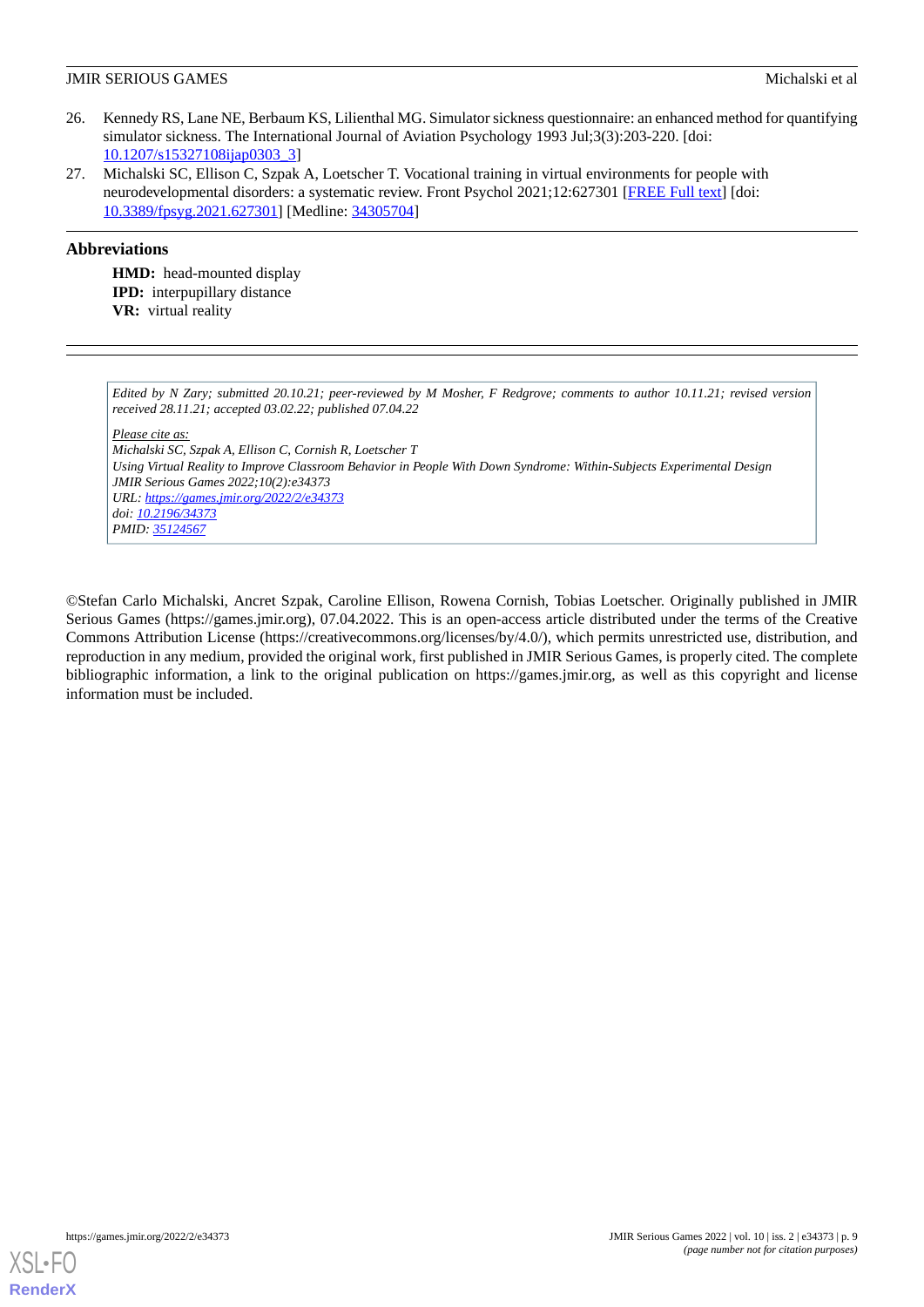26. Kennedy RS, Lane NE, Berbaum KS, Lilienthal MG. Simulator sickness questionnaire: an enhanced method for quantifying simulator sickness. The International Journal of Aviation Psychology 1993 Jul;3(3):203-220. [doi: 10.1207/s15327108ijap0303_3]
27. Michalski SC, Ellison C, Szpak A, Loetscher T. Vocational training in virtual environments for people with neurodevelopmental disorders: a systematic review. Front Psychol 2021;12:627301 [FREE Full text] [doi: 10.3389/fpsyg.2021.627301] [Medline: 34305704]

## Abbreviations

**HMD:** head-mounted display
**IPD:** interpupillary distance
**VR:** virtual reality

---

*Edited by N Zary; submitted 20.10.21; peer-reviewed by M Mosher, F Redgrove; comments to author 10.11.21; revised version received 28.11.21; accepted 03.02.22; published 07.04.22*

*Please cite as:*
*Michalski SC, Szpak A, Ellison C, Cornish R, Loetscher T*
*Using Virtual Reality to Improve Classroom Behavior in People With Down Syndrome: Within-Subjects Experimental Design*
*JMIR Serious Games 2022;10(2):e34373*
*URL: https://games.jmir.org/2022/2/e34373*
*doi: 10.2196/34373*
*PMID: 35124567*

©Stefan Carlo Michalski, Ancret Szpak, Caroline Ellison, Rowena Cornish, Tobias Loetscher. Originally published in JMIR Serious Games (https://games.jmir.org), 07.04.2022. This is an open-access article distributed under the terms of the Creative Commons Attribution License (https://creativecommons.org/licenses/by/4.0/), which permits unrestricted use, distribution, and reproduction in any medium, provided the original work, first published in JMIR Serious Games, is properly cited. The complete bibliographic information, a link to the original publication on https://games.jmir.org, as well as this copyright and license information must be included.